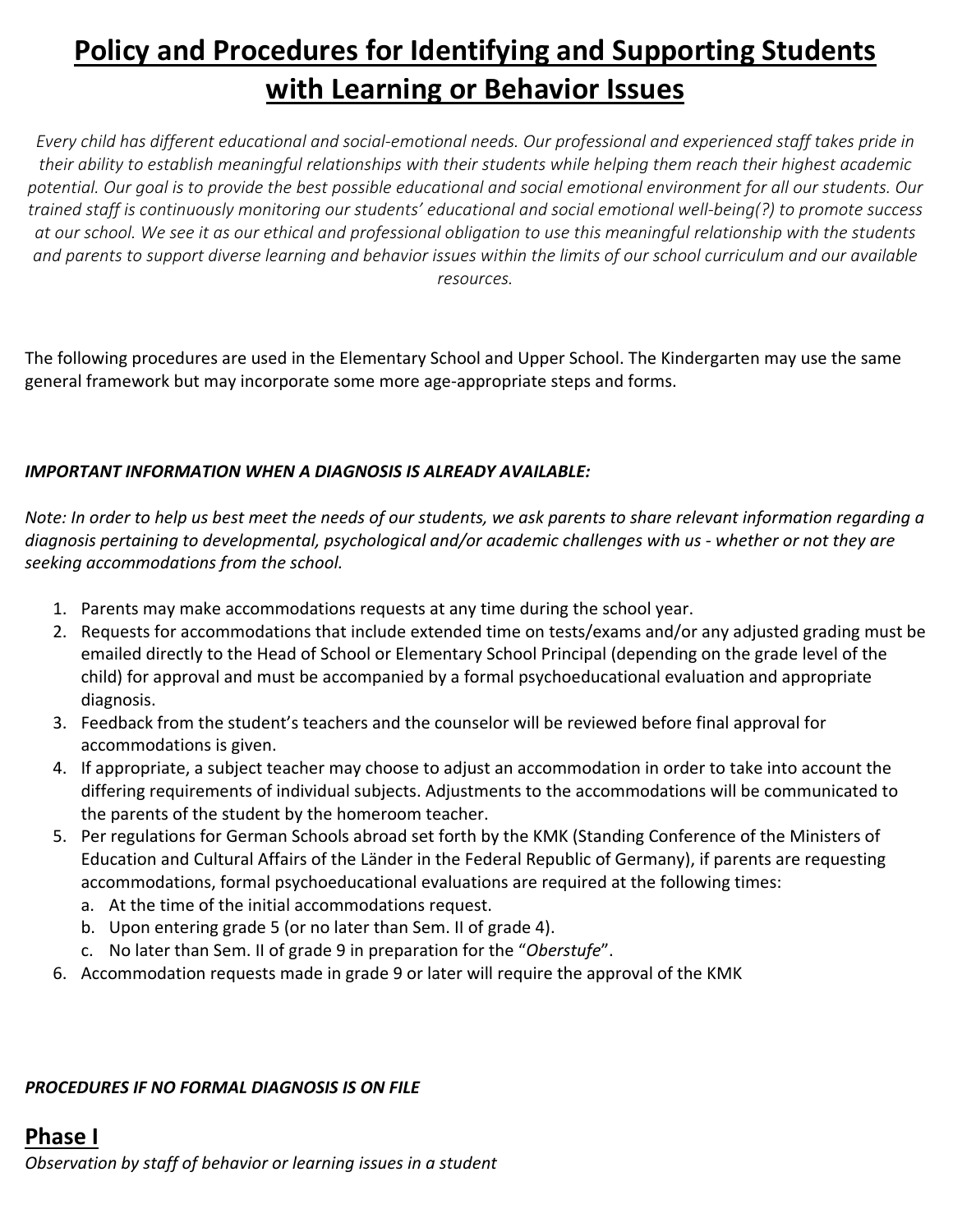# Policy and Procedures for Identifying and Supporting Students with Learning or Behavior Issues

*Every child has different educational and social-emotional needs. Our professional and experienced staff takes pride in their ability to establish meaningful relationships with their students while helping them reach their highest academic potential. Our goal is to provide the best possible educational and social emotional environment for all our students. Our trained staff is continuously monitoring our students' educational and social emotional well-being(?) to promote success at our school. We see it as our ethical and professional obligation to use this meaningful relationship with the students and parents to support diverse learning and behavior issues within the limits of our school curriculum and our available resources.*

The following procedures are used in the Elementary School and Upper School. The Kindergarten may use the same general framework but may incorporate some more age-appropriate steps and forms.

***IMPORTANT INFORMATION WHEN A DIAGNOSIS IS ALREADY AVAILABLE:***

*Note: In order to help us best meet the needs of our students, we ask parents to share relevant information regarding a diagnosis pertaining to developmental, psychological and/or academic challenges with us - whether or not they are seeking accommodations from the school.*

1. Parents may make accommodations requests at any time during the school year.
2. Requests for accommodations that include extended time on tests/exams and/or any adjusted grading must be emailed directly to the Head of School or Elementary School Principal (depending on the grade level of the child) for approval and must be accompanied by a formal psychoeducational evaluation and appropriate diagnosis.
3. Feedback from the student's teachers and the counselor will be reviewed before final approval for accommodations is given.
4. If appropriate, a subject teacher may choose to adjust an accommodation in order to take into account the differing requirements of individual subjects. Adjustments to the accommodations will be communicated to the parents of the student by the homeroom teacher.
5. Per regulations for German Schools abroad set forth by the KMK (Standing Conference of the Ministers of Education and Cultural Affairs of the Länder in the Federal Republic of Germany), if parents are requesting accommodations, formal psychoeducational evaluations are required at the following times:
   a. At the time of the initial accommodations request.
   b. Upon entering grade 5 (or no later than Sem. II of grade 4).
   c. No later than Sem. II of grade 9 in preparation for the "*Oberstufe*".
6. Accommodation requests made in grade 9 or later will require the approval of the KMK

***PROCEDURES IF NO FORMAL DIAGNOSIS IS ON FILE***

## Phase I

*Observation by staff of behavior or learning issues in a student*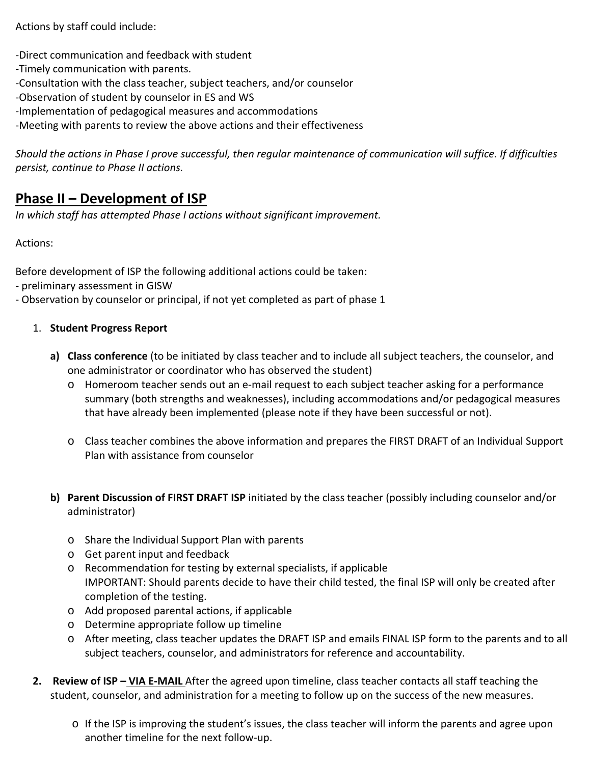Actions by staff could include:

-Direct communication and feedback with student
-Timely communication with parents.
-Consultation with the class teacher, subject teachers, and/or counselor
-Observation of student by counselor in ES and WS
-Implementation of pedagogical measures and accommodations
-Meeting with parents to review the above actions and their effectiveness

*Should the actions in Phase I prove successful, then regular maintenance of communication will suffice. If difficulties persist, continue to Phase II actions.*

## Phase II – Development of ISP

*In which staff has attempted Phase I actions without significant improvement.*

Actions:

Before development of ISP the following additional actions could be taken:
- preliminary assessment in GISW
- Observation by counselor or principal, if not yet completed as part of phase 1

1. **Student Progress Report**

   a) **Class conference** (to be initiated by class teacher and to include all subject teachers, the counselor, and one administrator or coordinator who has observed the student)
      - Homeroom teacher sends out an e-mail request to each subject teacher asking for a performance summary (both strengths and weaknesses), including accommodations and/or pedagogical measures that have already been implemented (please note if they have been successful or not).
      - Class teacher combines the above information and prepares the FIRST DRAFT of an Individual Support Plan with assistance from counselor

   b) **Parent Discussion of FIRST DRAFT ISP** initiated by the class teacher (possibly including counselor and/or administrator)
      - Share the Individual Support Plan with parents
      - Get parent input and feedback
      - Recommendation for testing by external specialists, if applicable
        IMPORTANT: Should parents decide to have their child tested, the final ISP will only be created after completion of the testing.
      - Add proposed parental actions, if applicable
      - Determine appropriate follow up timeline
      - After meeting, class teacher updates the DRAFT ISP and emails FINAL ISP form to the parents and to all subject teachers, counselor, and administrators for reference and accountability.

2. **Review of ISP – <u>VIA E-MAIL</u>** After the agreed upon timeline, class teacher contacts all staff teaching the student, counselor, and administration for a meeting to follow up on the success of the new measures.
   - If the ISP is improving the student's issues, the class teacher will inform the parents and agree upon another timeline for the next follow-up.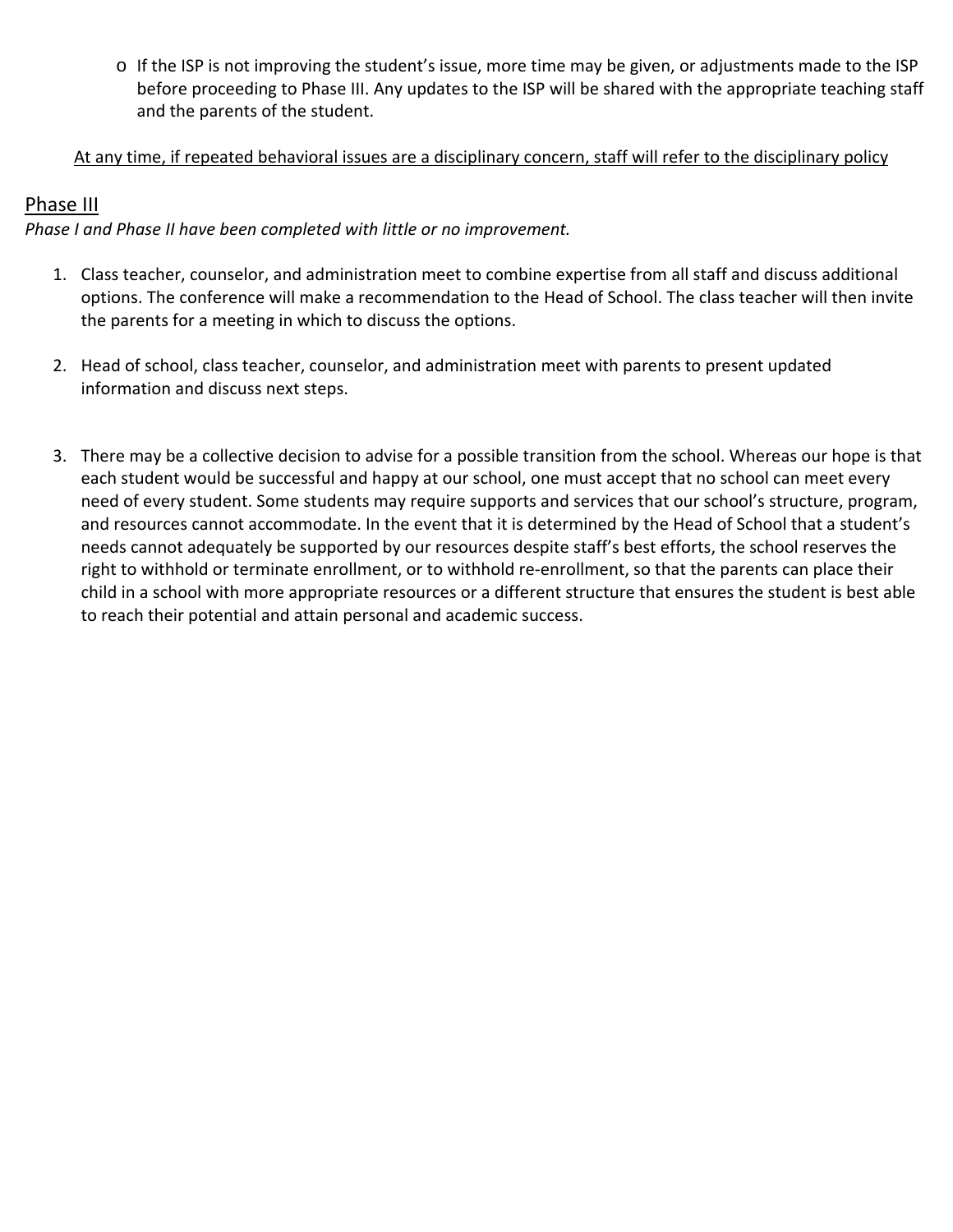- If the ISP is not improving the student's issue, more time may be given, or adjustments made to the ISP before proceeding to Phase III. Any updates to the ISP will be shared with the appropriate teaching staff and the parents of the student.

<u>At any time, if repeated behavioral issues are a disciplinary concern, staff will refer to the disciplinary policy</u>

## Phase III

*Phase I and Phase II have been completed with little or no improvement.*

1. Class teacher, counselor, and administration meet to combine expertise from all staff and discuss additional options. The conference will make a recommendation to the Head of School. The class teacher will then invite the parents for a meeting in which to discuss the options.

2. Head of school, class teacher, counselor, and administration meet with parents to present updated information and discuss next steps.

3. There may be a collective decision to advise for a possible transition from the school. Whereas our hope is that each student would be successful and happy at our school, one must accept that no school can meet every need of every student. Some students may require supports and services that our school's structure, program, and resources cannot accommodate. In the event that it is determined by the Head of School that a student's needs cannot adequately be supported by our resources despite staff's best efforts, the school reserves the right to withhold or terminate enrollment, or to withhold re-enrollment, so that the parents can place their child in a school with more appropriate resources or a different structure that ensures the student is best able to reach their potential and attain personal and academic success.